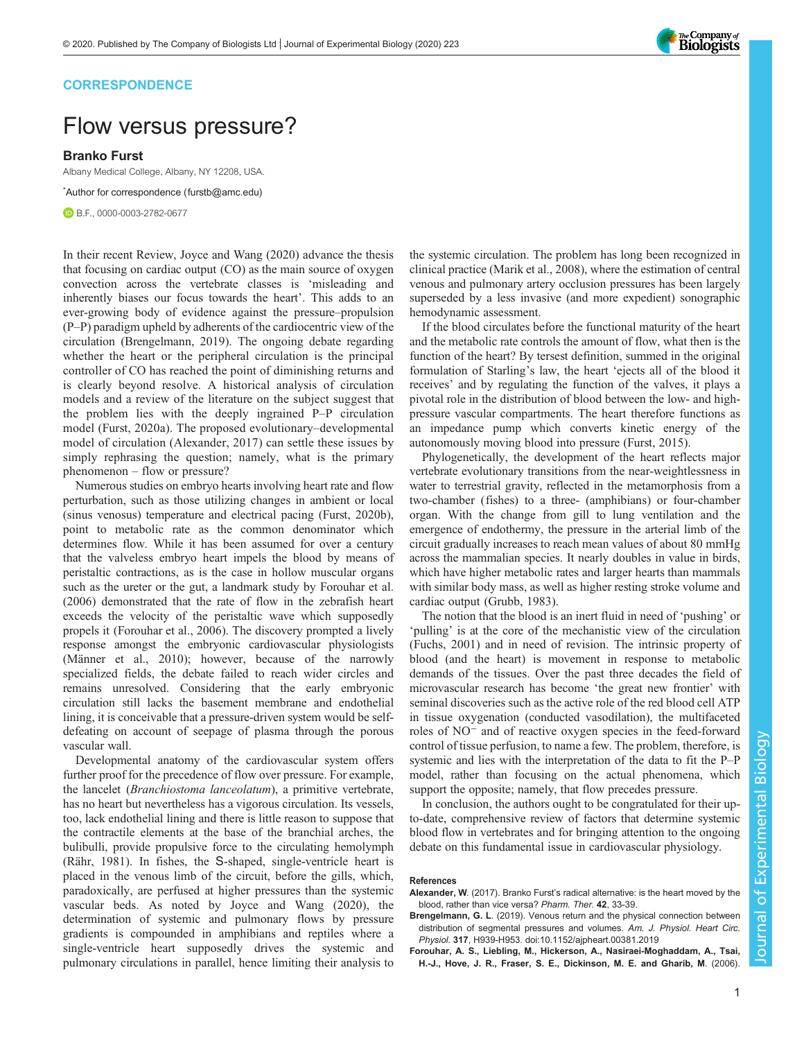CORRESPONDENCE

# Flow versus pressure?

**Branko Furst**

Albany Medical College, Albany, NY 12208, USA.

*Author for correspondence (furstb@amc.edu)

B.F., 0000-0003-2782-0677

In their recent Review, Joyce and Wang (2020) advance the thesis that focusing on cardiac output (CO) as the main source of oxygen convection across the vertebrate classes is 'misleading and inherently biases our focus towards the heart'. This adds to an ever-growing body of evidence against the pressure–propulsion (P–P) paradigm upheld by adherents of the cardiocentric view of the circulation (Brengelmann, 2019). The ongoing debate regarding whether the heart or the peripheral circulation is the principal controller of CO has reached the point of diminishing returns and is clearly beyond resolve. A historical analysis of circulation models and a review of the literature on the subject suggest that the problem lies with the deeply ingrained P–P circulation model (Furst, 2020a). The proposed evolutionary–developmental model of circulation (Alexander, 2017) can settle these issues by simply rephrasing the question; namely, what is the primary phenomenon – flow or pressure?

Numerous studies on embryo hearts involving heart rate and flow perturbation, such as those utilizing changes in ambient or local (sinus venosus) temperature and electrical pacing (Furst, 2020b), point to metabolic rate as the common denominator which determines flow. While it has been assumed for over a century that the valveless embryo heart impels the blood by means of peristaltic contractions, as is the case in hollow muscular organs such as the ureter or the gut, a landmark study by Forouhar et al. (2006) demonstrated that the rate of flow in the zebrafish heart exceeds the velocity of the peristaltic wave which supposedly propels it (Forouhar et al., 2006). The discovery prompted a lively response amongst the embryonic cardiovascular physiologists (Männer et al., 2010); however, because of the narrowly specialized fields, the debate failed to reach wider circles and remains unresolved. Considering that the early embryonic circulation still lacks the basement membrane and endothelial lining, it is conceivable that a pressure-driven system would be self-defeating on account of seepage of plasma through the porous vascular wall.

Developmental anatomy of the cardiovascular system offers further proof for the precedence of flow over pressure. For example, the lancelet (*Branchiostoma lanceolatum*), a primitive vertebrate, has no heart but nevertheless has a vigorous circulation. Its vessels, too, lack endothelial lining and there is little reason to suppose that the contractile elements at the base of the branchial arches, the bulibulli, provide propulsive force to the circulating hemolymph (Rähr, 1981). In fishes, the S-shaped, single-ventricle heart is placed in the venous limb of the circuit, before the gills, which, paradoxically, are perfused at higher pressures than the systemic vascular beds. As noted by Joyce and Wang (2020), the determination of systemic and pulmonary flows by pressure gradients is compounded in amphibians and reptiles where a single-ventricle heart supposedly drives the systemic and pulmonary circulations in parallel, hence limiting their analysis to the systemic circulation. The problem has long been recognized in clinical practice (Marik et al., 2008), where the estimation of central venous and pulmonary artery occlusion pressures has been largely superseded by a less invasive (and more expedient) sonographic hemodynamic assessment.

If the blood circulates before the functional maturity of the heart and the metabolic rate controls the amount of flow, what then is the function of the heart? By tersest definition, summed in the original formulation of Starling's law, the heart 'ejects all of the blood it receives' and by regulating the function of the valves, it plays a pivotal role in the distribution of blood between the low- and high-pressure vascular compartments. The heart therefore functions as an impedance pump which converts kinetic energy of the autonomously moving blood into pressure (Furst, 2015).

Phylogenetically, the development of the heart reflects major vertebrate evolutionary transitions from the near-weightlessness in water to terrestrial gravity, reflected in the metamorphosis from a two-chamber (fishes) to a three- (amphibians) or four-chamber organ. With the change from gill to lung ventilation and the emergence of endothermy, the pressure in the arterial limb of the circuit gradually increases to reach mean values of about 80 mmHg across the mammalian species. It nearly doubles in value in birds, which have higher metabolic rates and larger hearts than mammals with similar body mass, as well as higher resting stroke volume and cardiac output (Grubb, 1983).

The notion that the blood is an inert fluid in need of 'pushing' or 'pulling' is at the core of the mechanistic view of the circulation (Fuchs, 2001) and in need of revision. The intrinsic property of blood (and the heart) is movement in response to metabolic demands of the tissues. Over the past three decades the field of microvascular research has become 'the great new frontier' with seminal discoveries such as the active role of the red blood cell ATP in tissue oxygenation (conducted vasodilation), the multifaceted roles of $NO^-$ and of reactive oxygen species in the feed-forward control of tissue perfusion, to name a few. The problem, therefore, is systemic and lies with the interpretation of the data to fit the P–P model, rather than focusing on the actual phenomena, which support the opposite; namely, that flow precedes pressure.

In conclusion, the authors ought to be congratulated for their up-to-date, comprehensive review of factors that determine systemic blood flow in vertebrates and for bringing attention to the ongoing debate on this fundamental issue in cardiovascular physiology.

## References

**Alexander, W.** (2017). Branko Furst's radical alternative: is the heart moved by the blood, rather than vice versa? *Pharm. Ther.* **42**, 33-39.

**Brengelmann, G. L.** (2019). Venous return and the physical connection between distribution of segmental pressures and volumes. *Am. J. Physiol. Heart Circ. Physiol.* **317**, H939-H953. doi:10.1152/ajpheart.00381.2019

**Forouhar, A. S., Liebling, M., Hickerson, A., Nasiraei-Moghaddam, A., Tsai, H.-J., Hove, J. R., Fraser, S. E., Dickinson, M. E. and Gharib, M.** (2006).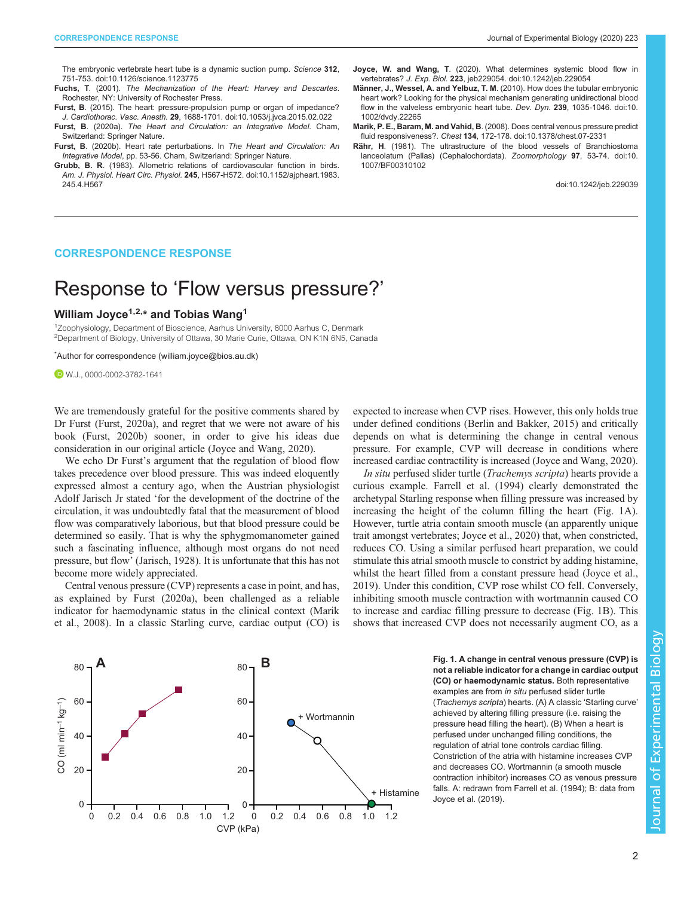The embryonic vertebrate heart tube is a dynamic suction pump. *Science* **312**, 751-753. doi:10.1126/science.1123775

**Fuchs, T**. (2001). *The Mechanization of the Heart: Harvey and Descartes*. Rochester, NY: University of Rochester Press.

**Furst, B**. (2015). The heart: pressure-propulsion pump or organ of impedance? *J. Cardiothorac. Vasc. Anesth.* **29**, 1688-1701. doi:10.1053/j.jvca.2015.02.022

**Furst, B**. (2020a). *The Heart and Circulation: an Integrative Model*. Cham, Switzerland: Springer Nature.

**Furst, B**. (2020b). Heart rate perturbations. In *The Heart and Circulation: An Integrative Model*, pp. 53-56. Cham, Switzerland: Springer Nature.

**Grubb, B. R**. (1983). Allometric relations of cardiovascular function in birds. *Am. J. Physiol. Heart Circ. Physiol.* **245**, H567-H572. doi:10.1152/ajpheart.1983.245.4.H567

**Joyce, W. and Wang, T**. (2020). What determines systemic blood flow in vertebrates? *J. Exp. Biol.* **223**, jeb229054. doi:10.1242/jeb.229054

**Männer, J., Wessel, A. and Yelbuz, T. M**. (2010). How does the tubular embryonic heart work? Looking for the physical mechanism generating unidirectional blood flow in the valveless embryonic heart tube. *Dev. Dyn.* **239**, 1035-1046. doi:10.1002/dvdy.22265

**Marik, P. E., Baram, M. and Vahid, B**. (2008). Does central venous pressure predict fluid responsiveness?. *Chest* **134**, 172-178. doi:10.1378/chest.07-2331

**Rähr, H**. (1981). The ultrastructure of the blood vessels of Branchiostoma lanceolatum (Pallas) (Cephalochordata). *Zoomorphology* **97**, 53-74. doi:10.1007/BF00310102

doi:10.1242/jeb.229039

## CORRESPONDENCE RESPONSE

# Response to 'Flow versus pressure?'

**William Joyce[1,2,*] and Tobias Wang[1]**

[1]Zoophysiology, Department of Bioscience, Aarhus University, 8000 Aarhus C, Denmark
[2]Department of Biology, University of Ottawa, 30 Marie Curie, Ottawa, ON K1N 6N5, Canada

*Author for correspondence (william.joyce@bios.au.dk)

W.J., 0000-0002-3782-1641

We are tremendously grateful for the positive comments shared by Dr Furst (Furst, 2020a), and regret that we were not aware of his book (Furst, 2020b) sooner, in order to give his ideas due consideration in our original article (Joyce and Wang, 2020).

We echo Dr Furst's argument that the regulation of blood flow takes precedence over blood pressure. This was indeed eloquently expressed almost a century ago, when the Austrian physiologist Adolf Jarisch Jr stated 'for the development of the doctrine of the circulation, it was undoubtedly fatal that the measurement of blood flow was comparatively laborious, but that blood pressure could be determined so easily. That is why the sphygmomanometer gained such a fascinating influence, although most organs do not need pressure, but flow' (Jarisch, 1928). It is unfortunate that this has not become more widely appreciated.

Central venous pressure (CVP) represents a case in point, and has, as explained by Furst (2020a), been challenged as a reliable indicator for haemodynamic status in the clinical context (Marik et al., 2008). In a classic Starling curve, cardiac output (CO) is expected to increase when CVP rises. However, this only holds true under defined conditions (Berlin and Bakker, 2015) and critically depends on what is determining the change in central venous pressure. For example, CVP will decrease in conditions where increased cardiac contractility is increased (Joyce and Wang, 2020).

*In situ* perfused slider turtle (*Trachemys scripta*) hearts provide a curious example. Farrell et al. (1994) clearly demonstrated the archetypal Starling response when filling pressure was increased by increasing the height of the column filling the heart (Fig. 1A). However, turtle atria contain smooth muscle (an apparently unique trait amongst vertebrates; Joyce et al., 2020) that, when constricted, reduces CO. Using a similar perfused heart preparation, we could stimulate this atrial smooth muscle to constrict by adding histamine, whilst the heart filled from a constant pressure head (Joyce et al., 2019). Under this condition, CVP rose whilst CO fell. Conversely, inhibiting smooth muscle contraction with wortmannin caused CO to increase and cardiac filling pressure to decrease (Fig. 1B). This shows that increased CVP does not necessarily augment CO, as a

**Fig. 1. A change in central venous pressure (CVP) is not a reliable indicator for a change in cardiac output (CO) or haemodynamic status.** Both representative examples are from *in situ* perfused slider turtle (*Trachemys scripta*) hearts. (A) A classic 'Starling curve' achieved by altering filling pressure (i.e. raising the pressure head filling the heart). (B) When a heart is perfused under unchanged filling conditions, the regulation of atrial tone controls cardiac filling. Constriction of the atria with histamine increases CVP and decreases CO. Wortmannin (a smooth muscle contraction inhibitor) increases CO as venous pressure falls. A: redrawn from Farrell et al. (1994); B: data from Joyce et al. (2019).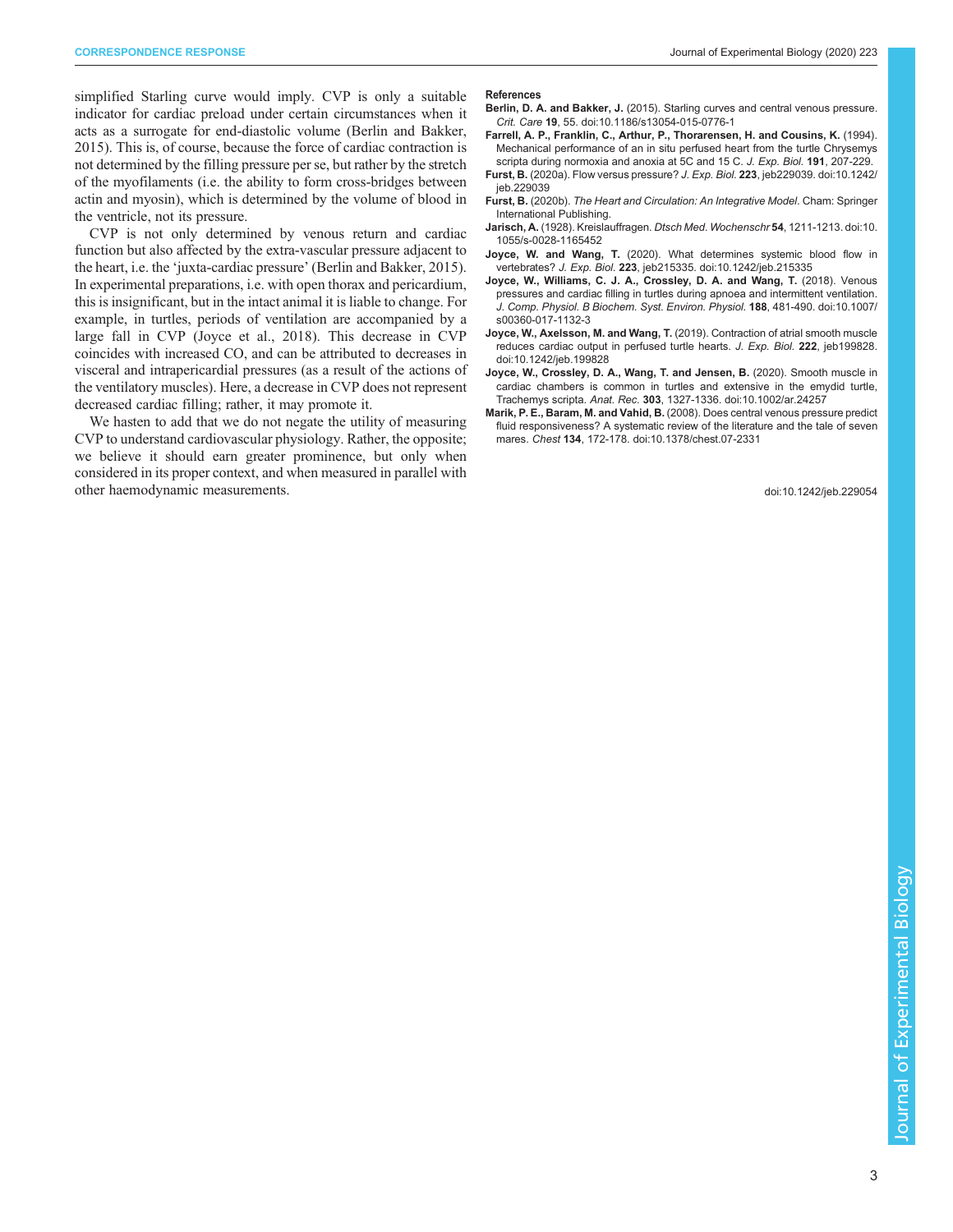simplified Starling curve would imply. CVP is only a suitable indicator for cardiac preload under certain circumstances when it acts as a surrogate for end-diastolic volume (Berlin and Bakker, 2015). This is, of course, because the force of cardiac contraction is not determined by the filling pressure per se, but rather by the stretch of the myofilaments (i.e. the ability to form cross-bridges between actin and myosin), which is determined by the volume of blood in the ventricle, not its pressure.

CVP is not only determined by venous return and cardiac function but also affected by the extra-vascular pressure adjacent to the heart, i.e. the 'juxta-cardiac pressure' (Berlin and Bakker, 2015). In experimental preparations, i.e. with open thorax and pericardium, this is insignificant, but in the intact animal it is liable to change. For example, in turtles, periods of ventilation are accompanied by a large fall in CVP (Joyce et al., 2018). This decrease in CVP coincides with increased CO, and can be attributed to decreases in visceral and intrapericardial pressures (as a result of the actions of the ventilatory muscles). Here, a decrease in CVP does not represent decreased cardiac filling; rather, it may promote it.

We hasten to add that we do not negate the utility of measuring CVP to understand cardiovascular physiology. Rather, the opposite; we believe it should earn greater prominence, but only when considered in its proper context, and when measured in parallel with other haemodynamic measurements.

#### References

**Berlin, D. A. and Bakker, J.** (2015). Starling curves and central venous pressure. *Crit. Care* **19**, 55. doi:10.1186/s13054-015-0776-1

**Farrell, A. P., Franklin, C., Arthur, P., Thorarensen, H. and Cousins, K.** (1994). Mechanical performance of an in situ perfused heart from the turtle Chrysemys scripta during normoxia and anoxia at 5C and 15 C. *J. Exp. Biol.* **191**, 207-229.

**Furst, B.** (2020a). Flow versus pressure? *J. Exp. Biol.* **223**, jeb229039. doi:10.1242/jeb.229039

**Furst, B.** (2020b). *The Heart and Circulation: An Integrative Model*. Cham: Springer International Publishing.

**Jarisch, A.** (1928). Kreislauffragen. *Dtsch Med. Wochenschr* **54**, 1211-1213. doi:10.1055/s-0028-1165452

**Joyce, W. and Wang, T.** (2020). What determines systemic blood flow in vertebrates? *J. Exp. Biol.* **223**, jeb215335. doi:10.1242/jeb.215335

**Joyce, W., Williams, C. J. A., Crossley, D. A. and Wang, T.** (2018). Venous pressures and cardiac filling in turtles during apnoea and intermittent ventilation. *J. Comp. Physiol. B Biochem. Syst. Environ. Physiol.* **188**, 481-490. doi:10.1007/s00360-017-1132-3

**Joyce, W., Axelsson, M. and Wang, T.** (2019). Contraction of atrial smooth muscle reduces cardiac output in perfused turtle hearts. *J. Exp. Biol.* **222**, jeb199828. doi:10.1242/jeb.199828

**Joyce, W., Crossley, D. A., Wang, T. and Jensen, B.** (2020). Smooth muscle in cardiac chambers is common in turtles and extensive in the emydid turtle, Trachemys scripta. *Anat. Rec.* **303**, 1327-1336. doi:10.1002/ar.24257

**Marik, P. E., Baram, M. and Vahid, B.** (2008). Does central venous pressure predict fluid responsiveness? A systematic review of the literature and the tale of seven mares. *Chest* **134**, 172-178. doi:10.1378/chest.07-2331

doi:10.1242/jeb.229054